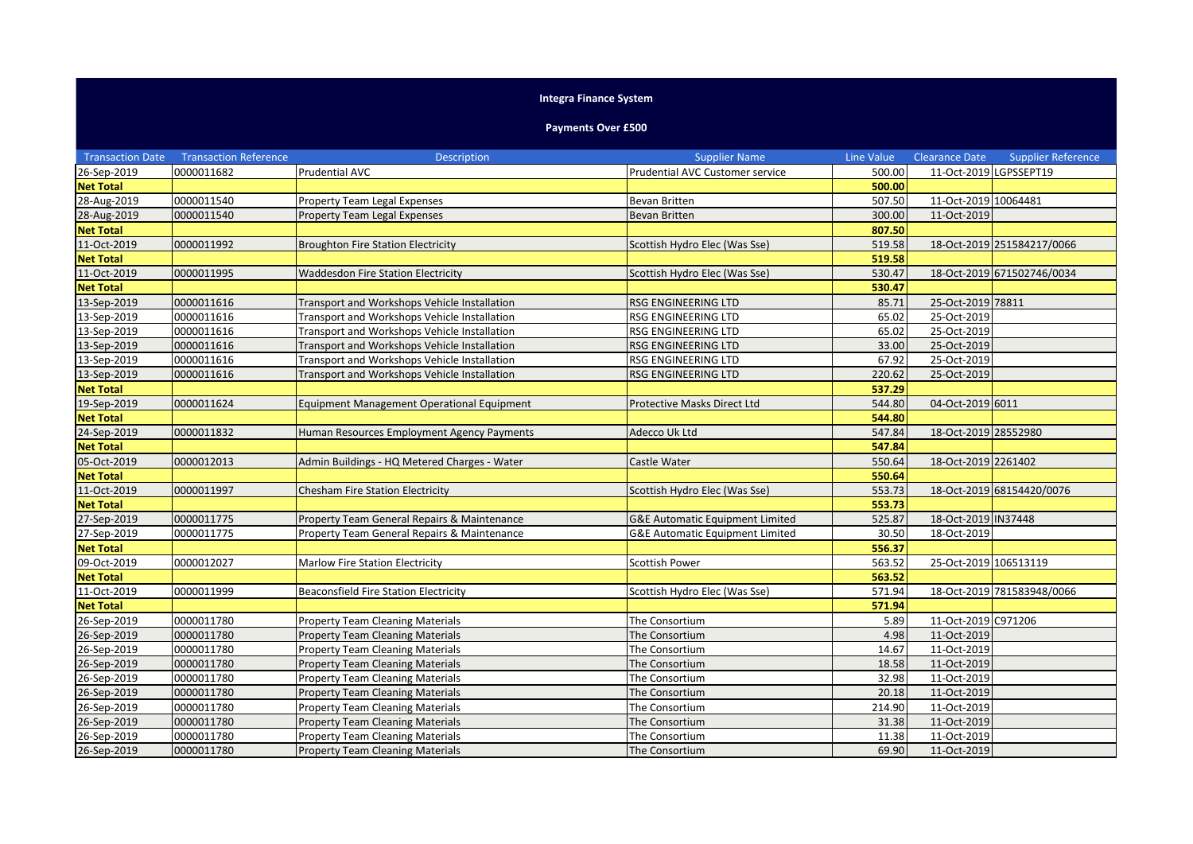# Integra Finance System

## Payments Over £500

| Transaction Date | Transaction Reference | Description | Supplier Name | Line Value | Clearance Date | Supplier Reference |
|---|---|---|---|---|---|---|
| 26-Sep-2019 | 0000011682 | Prudential AVC | Prudential AVC Customer service | 500.00 | 11-Oct-2019 | LGPSSEPT19 |
| **Net Total** | | | | **500.00** | | |
| 28-Aug-2019 | 0000011540 | Property Team Legal Expenses | Bevan Britten | 507.50 | 11-Oct-2019 | 10064481 |
| 28-Aug-2019 | 0000011540 | Property Team Legal Expenses | Bevan Britten | 300.00 | 11-Oct-2019 | |
| **Net Total** | | | | **807.50** | | |
| 11-Oct-2019 | 0000011992 | Broughton Fire Station Electricity | Scottish Hydro Elec (Was Sse) | 519.58 | 18-Oct-2019 | 251584217/0066 |
| **Net Total** | | | | **519.58** | | |
| 11-Oct-2019 | 0000011995 | Waddesdon Fire Station Electricity | Scottish Hydro Elec (Was Sse) | 530.47 | 18-Oct-2019 | 671502746/0034 |
| **Net Total** | | | | **530.47** | | |
| 13-Sep-2019 | 0000011616 | Transport and Workshops Vehicle Installation | RSG ENGINEERING LTD | 85.71 | 25-Oct-2019 | 78811 |
| 13-Sep-2019 | 0000011616 | Transport and Workshops Vehicle Installation | RSG ENGINEERING LTD | 65.02 | 25-Oct-2019 | |
| 13-Sep-2019 | 0000011616 | Transport and Workshops Vehicle Installation | RSG ENGINEERING LTD | 65.02 | 25-Oct-2019 | |
| 13-Sep-2019 | 0000011616 | Transport and Workshops Vehicle Installation | RSG ENGINEERING LTD | 33.00 | 25-Oct-2019 | |
| 13-Sep-2019 | 0000011616 | Transport and Workshops Vehicle Installation | RSG ENGINEERING LTD | 67.92 | 25-Oct-2019 | |
| 13-Sep-2019 | 0000011616 | Transport and Workshops Vehicle Installation | RSG ENGINEERING LTD | 220.62 | 25-Oct-2019 | |
| **Net Total** | | | | **537.29** | | |
| 19-Sep-2019 | 0000011624 | Equipment Management Operational Equipment | Protective Masks Direct Ltd | 544.80 | 04-Oct-2019 | 6011 |
| **Net Total** | | | | **544.80** | | |
| 24-Sep-2019 | 0000011832 | Human Resources Employment Agency Payments | Adecco Uk Ltd | 547.84 | 18-Oct-2019 | 28552980 |
| **Net Total** | | | | **547.84** | | |
| 05-Oct-2019 | 0000012013 | Admin Buildings - HQ Metered Charges - Water | Castle Water | 550.64 | 18-Oct-2019 | 2261402 |
| **Net Total** | | | | **550.64** | | |
| 11-Oct-2019 | 0000011997 | Chesham Fire Station Electricity | Scottish Hydro Elec (Was Sse) | 553.73 | 18-Oct-2019 | 68154420/0076 |
| **Net Total** | | | | **553.73** | | |
| 27-Sep-2019 | 0000011775 | Property Team General Repairs & Maintenance | G&E Automatic Equipment Limited | 525.87 | 18-Oct-2019 | IN37448 |
| 27-Sep-2019 | 0000011775 | Property Team General Repairs & Maintenance | G&E Automatic Equipment Limited | 30.50 | 18-Oct-2019 | |
| **Net Total** | | | | **556.37** | | |
| 09-Oct-2019 | 0000012027 | Marlow Fire Station Electricity | Scottish Power | 563.52 | 25-Oct-2019 | 106513119 |
| **Net Total** | | | | **563.52** | | |
| 11-Oct-2019 | 0000011999 | Beaconsfield Fire Station Electricity | Scottish Hydro Elec (Was Sse) | 571.94 | 18-Oct-2019 | 781583948/0066 |
| **Net Total** | | | | **571.94** | | |
| 26-Sep-2019 | 0000011780 | Property Team Cleaning Materials | The Consortium | 5.89 | 11-Oct-2019 | C971206 |
| 26-Sep-2019 | 0000011780 | Property Team Cleaning Materials | The Consortium | 4.98 | 11-Oct-2019 | |
| 26-Sep-2019 | 0000011780 | Property Team Cleaning Materials | The Consortium | 14.67 | 11-Oct-2019 | |
| 26-Sep-2019 | 0000011780 | Property Team Cleaning Materials | The Consortium | 18.58 | 11-Oct-2019 | |
| 26-Sep-2019 | 0000011780 | Property Team Cleaning Materials | The Consortium | 32.98 | 11-Oct-2019 | |
| 26-Sep-2019 | 0000011780 | Property Team Cleaning Materials | The Consortium | 20.18 | 11-Oct-2019 | |
| 26-Sep-2019 | 0000011780 | Property Team Cleaning Materials | The Consortium | 214.90 | 11-Oct-2019 | |
| 26-Sep-2019 | 0000011780 | Property Team Cleaning Materials | The Consortium | 31.38 | 11-Oct-2019 | |
| 26-Sep-2019 | 0000011780 | Property Team Cleaning Materials | The Consortium | 11.38 | 11-Oct-2019 | |
| 26-Sep-2019 | 0000011780 | Property Team Cleaning Materials | The Consortium | 69.90 | 11-Oct-2019 | |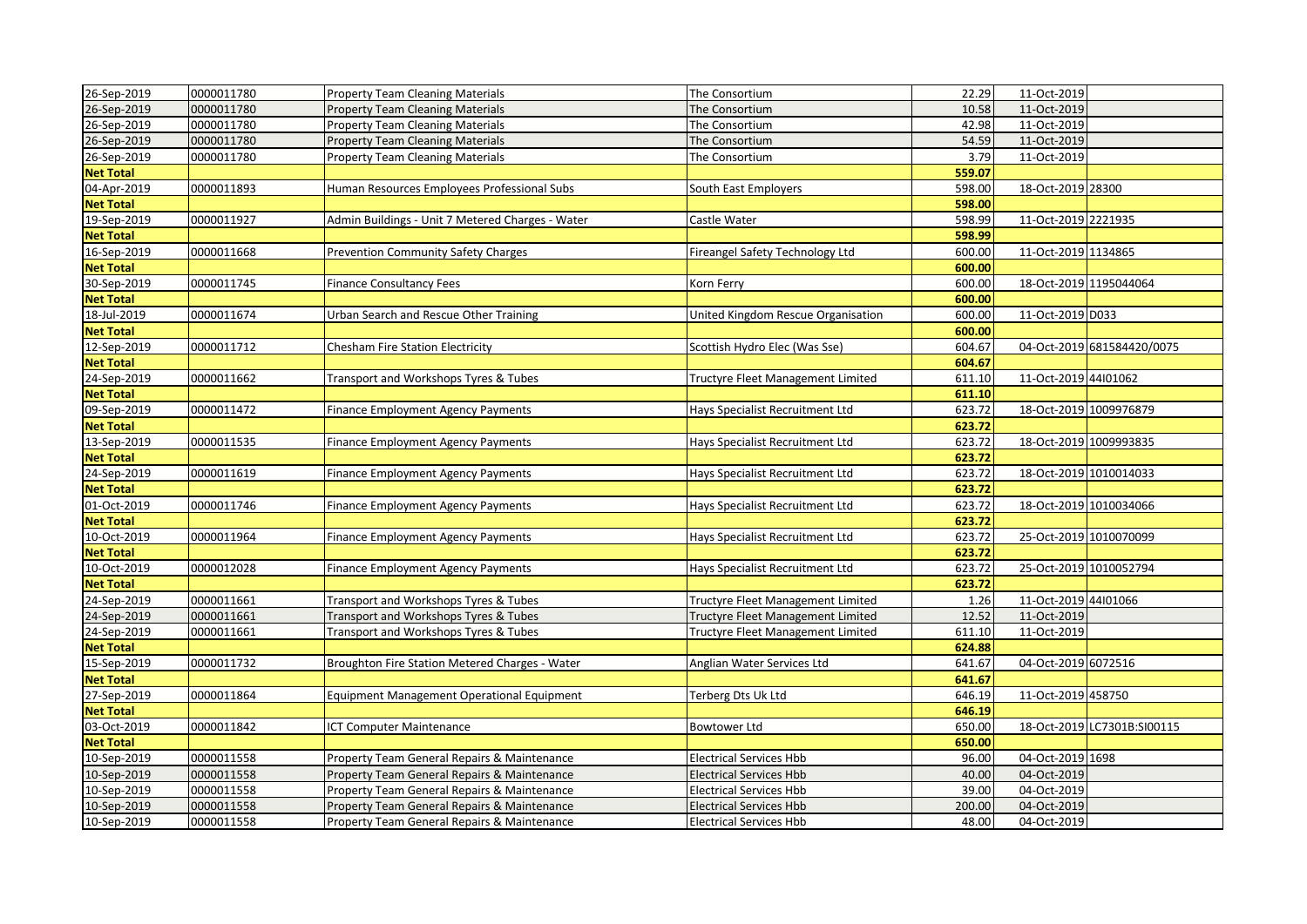| | | | | | | |
|---|---|---|---|---|---|---|
| 26-Sep-2019 | 0000011780 | Property Team Cleaning Materials | The Consortium | 22.29 | 11-Oct-2019 | |
| 26-Sep-2019 | 0000011780 | Property Team Cleaning Materials | The Consortium | 10.58 | 11-Oct-2019 | |
| 26-Sep-2019 | 0000011780 | Property Team Cleaning Materials | The Consortium | 42.98 | 11-Oct-2019 | |
| 26-Sep-2019 | 0000011780 | Property Team Cleaning Materials | The Consortium | 54.59 | 11-Oct-2019 | |
| 26-Sep-2019 | 0000011780 | Property Team Cleaning Materials | The Consortium | 3.79 | 11-Oct-2019 | |
| **Net Total** | | | | **559.07** | | |
| 04-Apr-2019 | 0000011893 | Human Resources Employees Professional Subs | South East Employers | 598.00 | 18-Oct-2019 | 28300 |
| **Net Total** | | | | **598.00** | | |
| 19-Sep-2019 | 0000011927 | Admin Buildings - Unit 7 Metered Charges - Water | Castle Water | 598.99 | 11-Oct-2019 | 2221935 |
| **Net Total** | | | | **598.99** | | |
| 16-Sep-2019 | 0000011668 | Prevention Community Safety Charges | Fireangel Safety Technology Ltd | 600.00 | 11-Oct-2019 | 1134865 |
| **Net Total** | | | | **600.00** | | |
| 30-Sep-2019 | 0000011745 | Finance Consultancy Fees | Korn Ferry | 600.00 | 18-Oct-2019 | 1195044064 |
| **Net Total** | | | | **600.00** | | |
| 18-Jul-2019 | 0000011674 | Urban Search and Rescue Other Training | United Kingdom Rescue Organisation | 600.00 | 11-Oct-2019 | D033 |
| **Net Total** | | | | **600.00** | | |
| 12-Sep-2019 | 0000011712 | Chesham Fire Station Electricity | Scottish Hydro Elec (Was Sse) | 604.67 | 04-Oct-2019 | 681584420/0075 |
| **Net Total** | | | | **604.67** | | |
| 24-Sep-2019 | 0000011662 | Transport and Workshops Tyres & Tubes | Tructyre Fleet Management Limited | 611.10 | 11-Oct-2019 | 44I01062 |
| **Net Total** | | | | **611.10** | | |
| 09-Sep-2019 | 0000011472 | Finance Employment Agency Payments | Hays Specialist Recruitment Ltd | 623.72 | 18-Oct-2019 | 1009976879 |
| **Net Total** | | | | **623.72** | | |
| 13-Sep-2019 | 0000011535 | Finance Employment Agency Payments | Hays Specialist Recruitment Ltd | 623.72 | 18-Oct-2019 | 1009993835 |
| **Net Total** | | | | **623.72** | | |
| 24-Sep-2019 | 0000011619 | Finance Employment Agency Payments | Hays Specialist Recruitment Ltd | 623.72 | 18-Oct-2019 | 1010014033 |
| **Net Total** | | | | **623.72** | | |
| 01-Oct-2019 | 0000011746 | Finance Employment Agency Payments | Hays Specialist Recruitment Ltd | 623.72 | 18-Oct-2019 | 1010034066 |
| **Net Total** | | | | **623.72** | | |
| 10-Oct-2019 | 0000011964 | Finance Employment Agency Payments | Hays Specialist Recruitment Ltd | 623.72 | 25-Oct-2019 | 1010070099 |
| **Net Total** | | | | **623.72** | | |
| 10-Oct-2019 | 0000012028 | Finance Employment Agency Payments | Hays Specialist Recruitment Ltd | 623.72 | 25-Oct-2019 | 1010052794 |
| **Net Total** | | | | **623.72** | | |
| 24-Sep-2019 | 0000011661 | Transport and Workshops Tyres & Tubes | Tructyre Fleet Management Limited | 1.26 | 11-Oct-2019 | 44I01066 |
| 24-Sep-2019 | 0000011661 | Transport and Workshops Tyres & Tubes | Tructyre Fleet Management Limited | 12.52 | 11-Oct-2019 | |
| 24-Sep-2019 | 0000011661 | Transport and Workshops Tyres & Tubes | Tructyre Fleet Management Limited | 611.10 | 11-Oct-2019 | |
| **Net Total** | | | | **624.88** | | |
| 15-Sep-2019 | 0000011732 | Broughton Fire Station Metered Charges - Water | Anglian Water Services Ltd | 641.67 | 04-Oct-2019 | 6072516 |
| **Net Total** | | | | **641.67** | | |
| 27-Sep-2019 | 0000011864 | Equipment Management Operational Equipment | Terberg Dts Uk Ltd | 646.19 | 11-Oct-2019 | 458750 |
| **Net Total** | | | | **646.19** | | |
| 03-Oct-2019 | 0000011842 | ICT Computer Maintenance | Bowtower Ltd | 650.00 | 18-Oct-2019 | LC7301B:SI00115 |
| **Net Total** | | | | **650.00** | | |
| 10-Sep-2019 | 0000011558 | Property Team General Repairs & Maintenance | Electrical Services Hbb | 96.00 | 04-Oct-2019 | 1698 |
| 10-Sep-2019 | 0000011558 | Property Team General Repairs & Maintenance | Electrical Services Hbb | 40.00 | 04-Oct-2019 | |
| 10-Sep-2019 | 0000011558 | Property Team General Repairs & Maintenance | Electrical Services Hbb | 39.00 | 04-Oct-2019 | |
| 10-Sep-2019 | 0000011558 | Property Team General Repairs & Maintenance | Electrical Services Hbb | 200.00 | 04-Oct-2019 | |
| 10-Sep-2019 | 0000011558 | Property Team General Repairs & Maintenance | Electrical Services Hbb | 48.00 | 04-Oct-2019 | |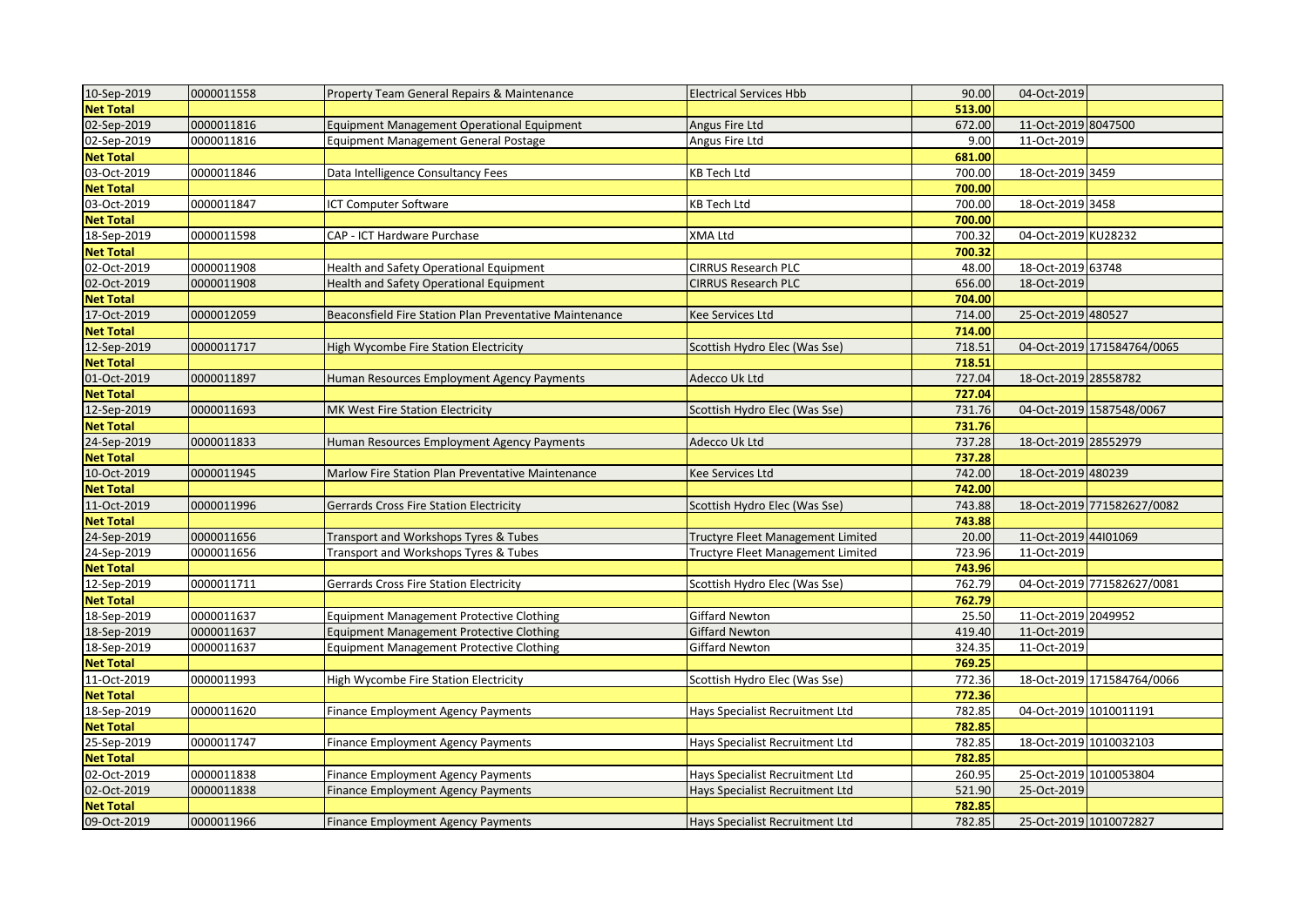| 10-Sep-2019 | 0000011558 | Property Team General Repairs & Maintenance | Electrical Services Hbb | 90.00 | 04-Oct-2019 | |
|---|---|---|---|---|---|---|
| **Net Total** | | | | **513.00** | | |
| 02-Sep-2019 | 0000011816 | Equipment Management Operational Equipment | Angus Fire Ltd | 672.00 | 11-Oct-2019 | 8047500 |
| 02-Sep-2019 | 0000011816 | Equipment Management General Postage | Angus Fire Ltd | 9.00 | 11-Oct-2019 | |
| **Net Total** | | | | **681.00** | | |
| 03-Oct-2019 | 0000011846 | Data Intelligence Consultancy Fees | KB Tech Ltd | 700.00 | 18-Oct-2019 | 3459 |
| **Net Total** | | | | **700.00** | | |
| 03-Oct-2019 | 0000011847 | ICT Computer Software | KB Tech Ltd | 700.00 | 18-Oct-2019 | 3458 |
| **Net Total** | | | | **700.00** | | |
| 18-Sep-2019 | 0000011598 | CAP - ICT Hardware Purchase | XMA Ltd | 700.32 | 04-Oct-2019 | KU28232 |
| **Net Total** | | | | **700.32** | | |
| 02-Oct-2019 | 0000011908 | Health and Safety Operational Equipment | CIRRUS Research PLC | 48.00 | 18-Oct-2019 | 63748 |
| 02-Oct-2019 | 0000011908 | Health and Safety Operational Equipment | CIRRUS Research PLC | 656.00 | 18-Oct-2019 | |
| **Net Total** | | | | **704.00** | | |
| 17-Oct-2019 | 0000012059 | Beaconsfield Fire Station Plan Preventative Maintenance | Kee Services Ltd | 714.00 | 25-Oct-2019 | 480527 |
| **Net Total** | | | | **714.00** | | |
| 12-Sep-2019 | 0000011717 | High Wycombe Fire Station Electricity | Scottish Hydro Elec (Was Sse) | 718.51 | 04-Oct-2019 | 171584764/0065 |
| **Net Total** | | | | **718.51** | | |
| 01-Oct-2019 | 0000011897 | Human Resources Employment Agency Payments | Adecco Uk Ltd | 727.04 | 18-Oct-2019 | 28558782 |
| **Net Total** | | | | **727.04** | | |
| 12-Sep-2019 | 0000011693 | MK West Fire Station Electricity | Scottish Hydro Elec (Was Sse) | 731.76 | 04-Oct-2019 | 1587548/0067 |
| **Net Total** | | | | **731.76** | | |
| 24-Sep-2019 | 0000011833 | Human Resources Employment Agency Payments | Adecco Uk Ltd | 737.28 | 18-Oct-2019 | 28552979 |
| **Net Total** | | | | **737.28** | | |
| 10-Oct-2019 | 0000011945 | Marlow Fire Station Plan Preventative Maintenance | Kee Services Ltd | 742.00 | 18-Oct-2019 | 480239 |
| **Net Total** | | | | **742.00** | | |
| 11-Oct-2019 | 0000011996 | Gerrards Cross Fire Station Electricity | Scottish Hydro Elec (Was Sse) | 743.88 | 18-Oct-2019 | 771582627/0082 |
| **Net Total** | | | | **743.88** | | |
| 24-Sep-2019 | 0000011656 | Transport and Workshops Tyres & Tubes | Tructyre Fleet Management Limited | 20.00 | 11-Oct-2019 | 44I01069 |
| 24-Sep-2019 | 0000011656 | Transport and Workshops Tyres & Tubes | Tructyre Fleet Management Limited | 723.96 | 11-Oct-2019 | |
| **Net Total** | | | | **743.96** | | |
| 12-Sep-2019 | 0000011711 | Gerrards Cross Fire Station Electricity | Scottish Hydro Elec (Was Sse) | 762.79 | 04-Oct-2019 | 771582627/0081 |
| **Net Total** | | | | **762.79** | | |
| 18-Sep-2019 | 0000011637 | Equipment Management Protective Clothing | Giffard Newton | 25.50 | 11-Oct-2019 | 2049952 |
| 18-Sep-2019 | 0000011637 | Equipment Management Protective Clothing | Giffard Newton | 419.40 | 11-Oct-2019 | |
| 18-Sep-2019 | 0000011637 | Equipment Management Protective Clothing | Giffard Newton | 324.35 | 11-Oct-2019 | |
| **Net Total** | | | | **769.25** | | |
| 11-Oct-2019 | 0000011993 | High Wycombe Fire Station Electricity | Scottish Hydro Elec (Was Sse) | 772.36 | 18-Oct-2019 | 171584764/0066 |
| **Net Total** | | | | **772.36** | | |
| 18-Sep-2019 | 0000011620 | Finance Employment Agency Payments | Hays Specialist Recruitment Ltd | 782.85 | 04-Oct-2019 | 1010011191 |
| **Net Total** | | | | **782.85** | | |
| 25-Sep-2019 | 0000011747 | Finance Employment Agency Payments | Hays Specialist Recruitment Ltd | 782.85 | 18-Oct-2019 | 1010032103 |
| **Net Total** | | | | **782.85** | | |
| 02-Oct-2019 | 0000011838 | Finance Employment Agency Payments | Hays Specialist Recruitment Ltd | 260.95 | 25-Oct-2019 | 1010053804 |
| 02-Oct-2019 | 0000011838 | Finance Employment Agency Payments | Hays Specialist Recruitment Ltd | 521.90 | 25-Oct-2019 | |
| **Net Total** | | | | **782.85** | | |
| 09-Oct-2019 | 0000011966 | Finance Employment Agency Payments | Hays Specialist Recruitment Ltd | 782.85 | 25-Oct-2019 | 1010072827 |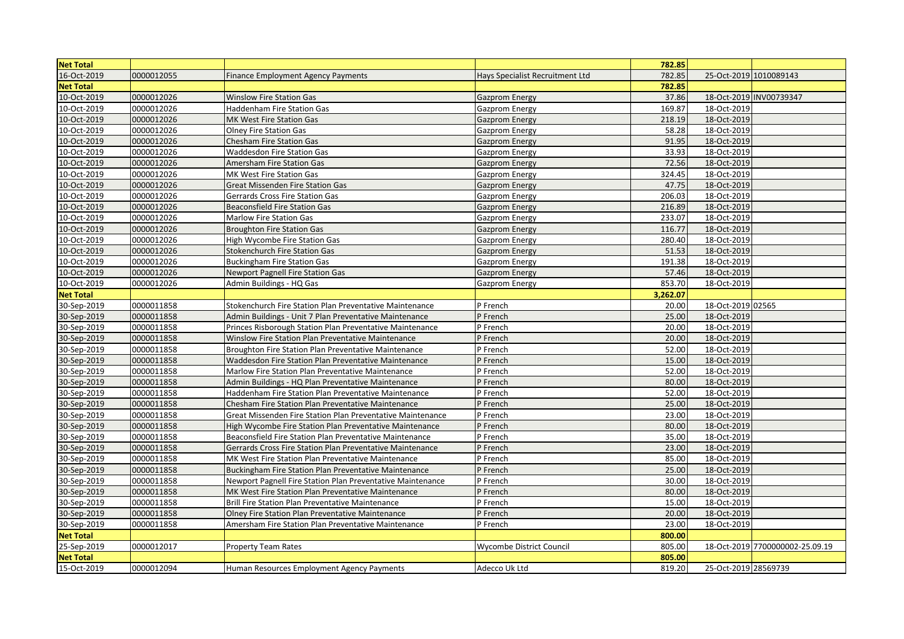| Net Total | | | | 782.85 | | |
|---|---|---|---|---|---|---|
| 16-Oct-2019 | 0000012055 | Finance Employment Agency Payments | Hays Specialist Recruitment Ltd | 782.85 | 25-Oct-2019 | 1010089143 |
| **Net Total** | | | | **782.85** | | |
| 10-Oct-2019 | 0000012026 | Winslow Fire Station Gas | Gazprom Energy | 37.86 | 18-Oct-2019 | INV00739347 |
| 10-Oct-2019 | 0000012026 | Haddenham Fire Station Gas | Gazprom Energy | 169.87 | 18-Oct-2019 | |
| 10-Oct-2019 | 0000012026 | MK West Fire Station Gas | Gazprom Energy | 218.19 | 18-Oct-2019 | |
| 10-Oct-2019 | 0000012026 | Olney Fire Station Gas | Gazprom Energy | 58.28 | 18-Oct-2019 | |
| 10-Oct-2019 | 0000012026 | Chesham Fire Station Gas | Gazprom Energy | 91.95 | 18-Oct-2019 | |
| 10-Oct-2019 | 0000012026 | Waddesdon Fire Station Gas | Gazprom Energy | 33.93 | 18-Oct-2019 | |
| 10-Oct-2019 | 0000012026 | Amersham Fire Station Gas | Gazprom Energy | 72.56 | 18-Oct-2019 | |
| 10-Oct-2019 | 0000012026 | MK West Fire Station Gas | Gazprom Energy | 324.45 | 18-Oct-2019 | |
| 10-Oct-2019 | 0000012026 | Great Missenden Fire Station Gas | Gazprom Energy | 47.75 | 18-Oct-2019 | |
| 10-Oct-2019 | 0000012026 | Gerrards Cross Fire Station Gas | Gazprom Energy | 206.03 | 18-Oct-2019 | |
| 10-Oct-2019 | 0000012026 | Beaconsfield Fire Station Gas | Gazprom Energy | 216.89 | 18-Oct-2019 | |
| 10-Oct-2019 | 0000012026 | Marlow Fire Station Gas | Gazprom Energy | 233.07 | 18-Oct-2019 | |
| 10-Oct-2019 | 0000012026 | Broughton Fire Station Gas | Gazprom Energy | 116.77 | 18-Oct-2019 | |
| 10-Oct-2019 | 0000012026 | High Wycombe Fire Station Gas | Gazprom Energy | 280.40 | 18-Oct-2019 | |
| 10-Oct-2019 | 0000012026 | Stokenchurch Fire Station Gas | Gazprom Energy | 51.53 | 18-Oct-2019 | |
| 10-Oct-2019 | 0000012026 | Buckingham Fire Station Gas | Gazprom Energy | 191.38 | 18-Oct-2019 | |
| 10-Oct-2019 | 0000012026 | Newport Pagnell Fire Station Gas | Gazprom Energy | 57.46 | 18-Oct-2019 | |
| 10-Oct-2019 | 0000012026 | Admin Buildings - HQ Gas | Gazprom Energy | 853.70 | 18-Oct-2019 | |
| **Net Total** | | | | **3,262.07** | | |
| 30-Sep-2019 | 0000011858 | Stokenchurch Fire Station Plan Preventative Maintenance | P French | 20.00 | 18-Oct-2019 | 02565 |
| 30-Sep-2019 | 0000011858 | Admin Buildings - Unit 7 Plan Preventative Maintenance | P French | 25.00 | 18-Oct-2019 | |
| 30-Sep-2019 | 0000011858 | Princes Risborough Station Plan Preventative Maintenance | P French | 20.00 | 18-Oct-2019 | |
| 30-Sep-2019 | 0000011858 | Winslow Fire Station Plan Preventative Maintenance | P French | 20.00 | 18-Oct-2019 | |
| 30-Sep-2019 | 0000011858 | Broughton Fire Station Plan Preventative Maintenance | P French | 52.00 | 18-Oct-2019 | |
| 30-Sep-2019 | 0000011858 | Waddesdon Fire Station Plan Preventative Maintenance | P French | 15.00 | 18-Oct-2019 | |
| 30-Sep-2019 | 0000011858 | Marlow Fire Station Plan Preventative Maintenance | P French | 52.00 | 18-Oct-2019 | |
| 30-Sep-2019 | 0000011858 | Admin Buildings - HQ Plan Preventative Maintenance | P French | 80.00 | 18-Oct-2019 | |
| 30-Sep-2019 | 0000011858 | Haddenham Fire Station Plan Preventative Maintenance | P French | 52.00 | 18-Oct-2019 | |
| 30-Sep-2019 | 0000011858 | Chesham Fire Station Plan Preventative Maintenance | P French | 25.00 | 18-Oct-2019 | |
| 30-Sep-2019 | 0000011858 | Great Missenden Fire Station Plan Preventative Maintenance | P French | 23.00 | 18-Oct-2019 | |
| 30-Sep-2019 | 0000011858 | High Wycombe Fire Station Plan Preventative Maintenance | P French | 80.00 | 18-Oct-2019 | |
| 30-Sep-2019 | 0000011858 | Beaconsfield Fire Station Plan Preventative Maintenance | P French | 35.00 | 18-Oct-2019 | |
| 30-Sep-2019 | 0000011858 | Gerrards Cross Fire Station Plan Preventative Maintenance | P French | 23.00 | 18-Oct-2019 | |
| 30-Sep-2019 | 0000011858 | MK West Fire Station Plan Preventative Maintenance | P French | 85.00 | 18-Oct-2019 | |
| 30-Sep-2019 | 0000011858 | Buckingham Fire Station Plan Preventative Maintenance | P French | 25.00 | 18-Oct-2019 | |
| 30-Sep-2019 | 0000011858 | Newport Pagnell Fire Station Plan Preventative Maintenance | P French | 30.00 | 18-Oct-2019 | |
| 30-Sep-2019 | 0000011858 | MK West Fire Station Plan Preventative Maintenance | P French | 80.00 | 18-Oct-2019 | |
| 30-Sep-2019 | 0000011858 | Brill Fire Station Plan Preventative Maintenance | P French | 15.00 | 18-Oct-2019 | |
| 30-Sep-2019 | 0000011858 | Olney Fire Station Plan Preventative Maintenance | P French | 20.00 | 18-Oct-2019 | |
| 30-Sep-2019 | 0000011858 | Amersham Fire Station Plan Preventative Maintenance | P French | 23.00 | 18-Oct-2019 | |
| **Net Total** | | | | **800.00** | | |
| 25-Sep-2019 | 0000012017 | Property Team Rates | Wycombe District Council | 805.00 | 18-Oct-2019 | 7700000002-25.09.19 |
| **Net Total** | | | | **805.00** | | |
| 15-Oct-2019 | 0000012094 | Human Resources Employment Agency Payments | Adecco Uk Ltd | 819.20 | 25-Oct-2019 | 28569739 |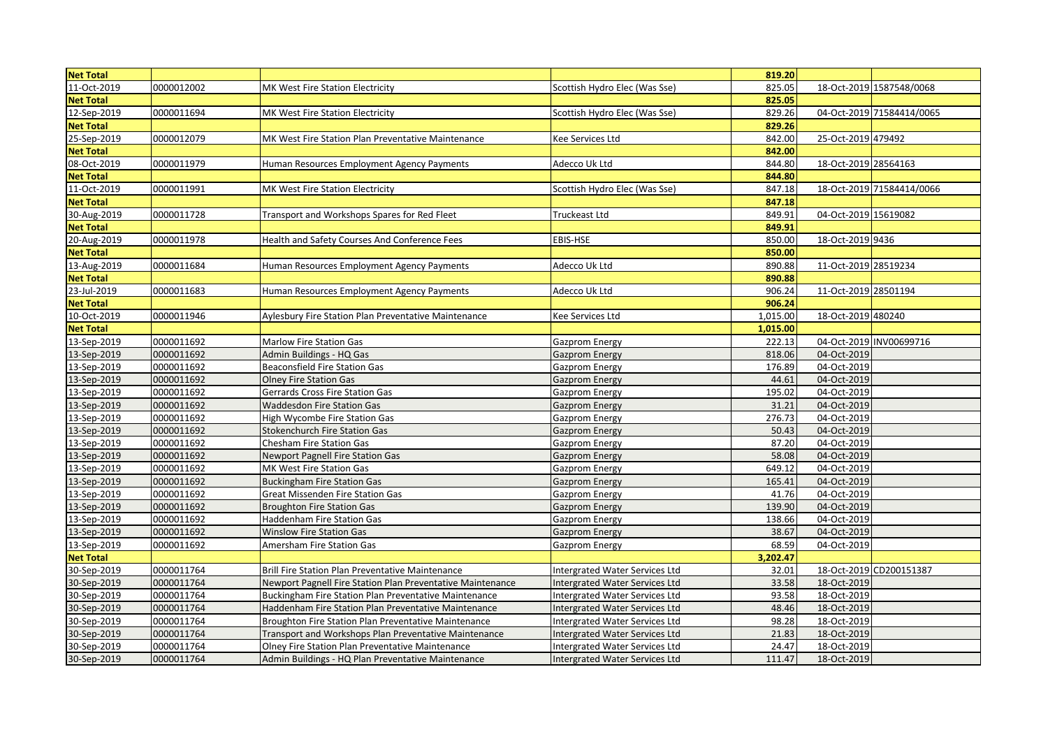| Net Total | | | | 819.20 | | |
|---|---|---|---|---|---|---|
| 11-Oct-2019 | 0000012002 | MK West Fire Station Electricity | Scottish Hydro Elec (Was Sse) | 825.05 | 18-Oct-2019 | 1587548/0068 |
| **Net Total** | | | | **825.05** | | |
| 12-Sep-2019 | 0000011694 | MK West Fire Station Electricity | Scottish Hydro Elec (Was Sse) | 829.26 | 04-Oct-2019 | 71584414/0065 |
| **Net Total** | | | | **829.26** | | |
| 25-Sep-2019 | 0000012079 | MK West Fire Station Plan Preventative Maintenance | Kee Services Ltd | 842.00 | 25-Oct-2019 | 479492 |
| **Net Total** | | | | **842.00** | | |
| 08-Oct-2019 | 0000011979 | Human Resources Employment Agency Payments | Adecco Uk Ltd | 844.80 | 18-Oct-2019 | 28564163 |
| **Net Total** | | | | **844.80** | | |
| 11-Oct-2019 | 0000011991 | MK West Fire Station Electricity | Scottish Hydro Elec (Was Sse) | 847.18 | 18-Oct-2019 | 71584414/0066 |
| **Net Total** | | | | **847.18** | | |
| 30-Aug-2019 | 0000011728 | Transport and Workshops Spares for Red Fleet | Truckeast Ltd | 849.91 | 04-Oct-2019 | 15619082 |
| **Net Total** | | | | **849.91** | | |
| 20-Aug-2019 | 0000011978 | Health and Safety Courses And Conference Fees | EBIS-HSE | 850.00 | 18-Oct-2019 | 9436 |
| **Net Total** | | | | **850.00** | | |
| 13-Aug-2019 | 0000011684 | Human Resources Employment Agency Payments | Adecco Uk Ltd | 890.88 | 11-Oct-2019 | 28519234 |
| **Net Total** | | | | **890.88** | | |
| 23-Jul-2019 | 0000011683 | Human Resources Employment Agency Payments | Adecco Uk Ltd | 906.24 | 11-Oct-2019 | 28501194 |
| **Net Total** | | | | **906.24** | | |
| 10-Oct-2019 | 0000011946 | Aylesbury Fire Station Plan Preventative Maintenance | Kee Services Ltd | 1,015.00 | 18-Oct-2019 | 480240 |
| **Net Total** | | | | **1,015.00** | | |
| 13-Sep-2019 | 0000011692 | Marlow Fire Station Gas | Gazprom Energy | 222.13 | 04-Oct-2019 | INV00699716 |
| 13-Sep-2019 | 0000011692 | Admin Buildings - HQ Gas | Gazprom Energy | 818.06 | 04-Oct-2019 | |
| 13-Sep-2019 | 0000011692 | Beaconsfield Fire Station Gas | Gazprom Energy | 176.89 | 04-Oct-2019 | |
| 13-Sep-2019 | 0000011692 | Olney Fire Station Gas | Gazprom Energy | 44.61 | 04-Oct-2019 | |
| 13-Sep-2019 | 0000011692 | Gerrards Cross Fire Station Gas | Gazprom Energy | 195.02 | 04-Oct-2019 | |
| 13-Sep-2019 | 0000011692 | Waddesdon Fire Station Gas | Gazprom Energy | 31.21 | 04-Oct-2019 | |
| 13-Sep-2019 | 0000011692 | High Wycombe Fire Station Gas | Gazprom Energy | 276.73 | 04-Oct-2019 | |
| 13-Sep-2019 | 0000011692 | Stokenchurch Fire Station Gas | Gazprom Energy | 50.43 | 04-Oct-2019 | |
| 13-Sep-2019 | 0000011692 | Chesham Fire Station Gas | Gazprom Energy | 87.20 | 04-Oct-2019 | |
| 13-Sep-2019 | 0000011692 | Newport Pagnell Fire Station Gas | Gazprom Energy | 58.08 | 04-Oct-2019 | |
| 13-Sep-2019 | 0000011692 | MK West Fire Station Gas | Gazprom Energy | 649.12 | 04-Oct-2019 | |
| 13-Sep-2019 | 0000011692 | Buckingham Fire Station Gas | Gazprom Energy | 165.41 | 04-Oct-2019 | |
| 13-Sep-2019 | 0000011692 | Great Missenden Fire Station Gas | Gazprom Energy | 41.76 | 04-Oct-2019 | |
| 13-Sep-2019 | 0000011692 | Broughton Fire Station Gas | Gazprom Energy | 139.90 | 04-Oct-2019 | |
| 13-Sep-2019 | 0000011692 | Haddenham Fire Station Gas | Gazprom Energy | 138.66 | 04-Oct-2019 | |
| 13-Sep-2019 | 0000011692 | Winslow Fire Station Gas | Gazprom Energy | 38.67 | 04-Oct-2019 | |
| 13-Sep-2019 | 0000011692 | Amersham Fire Station Gas | Gazprom Energy | 68.59 | 04-Oct-2019 | |
| **Net Total** | | | | **3,202.47** | | |
| 30-Sep-2019 | 0000011764 | Brill Fire Station Plan Preventative Maintenance | Intergrated Water Services Ltd | 32.01 | 18-Oct-2019 | CD200151387 |
| 30-Sep-2019 | 0000011764 | Newport Pagnell Fire Station Plan Preventative Maintenance | Intergrated Water Services Ltd | 33.58 | 18-Oct-2019 | |
| 30-Sep-2019 | 0000011764 | Buckingham Fire Station Plan Preventative Maintenance | Intergrated Water Services Ltd | 93.58 | 18-Oct-2019 | |
| 30-Sep-2019 | 0000011764 | Haddenham Fire Station Plan Preventative Maintenance | Intergrated Water Services Ltd | 48.46 | 18-Oct-2019 | |
| 30-Sep-2019 | 0000011764 | Broughton Fire Station Plan Preventative Maintenance | Intergrated Water Services Ltd | 98.28 | 18-Oct-2019 | |
| 30-Sep-2019 | 0000011764 | Transport and Workshops Plan Preventative Maintenance | Intergrated Water Services Ltd | 21.83 | 18-Oct-2019 | |
| 30-Sep-2019 | 0000011764 | Olney Fire Station Plan Preventative Maintenance | Intergrated Water Services Ltd | 24.47 | 18-Oct-2019 | |
| 30-Sep-2019 | 0000011764 | Admin Buildings - HQ Plan Preventative Maintenance | Intergrated Water Services Ltd | 111.47 | 18-Oct-2019 | |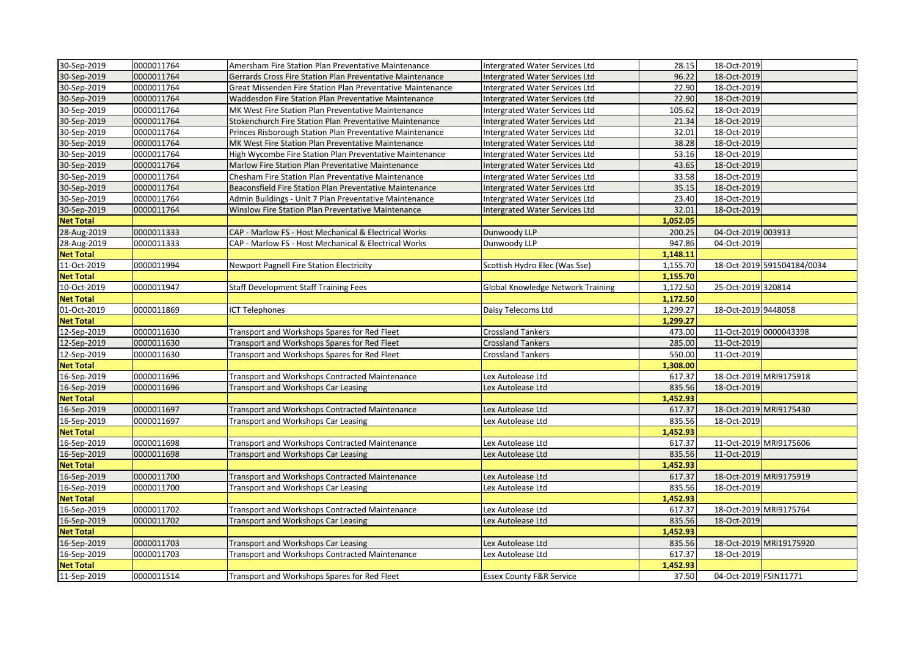| | | | | | | |
|---|---|---|---|---|---|---|
| 30-Sep-2019 | 0000011764 | Amersham Fire Station Plan Preventative Maintenance | Intergrated Water Services Ltd | 28.15 | 18-Oct-2019 | |
| 30-Sep-2019 | 0000011764 | Gerrards Cross Fire Station Plan Preventative Maintenance | Intergrated Water Services Ltd | 96.22 | 18-Oct-2019 | |
| 30-Sep-2019 | 0000011764 | Great Missenden Fire Station Plan Preventative Maintenance | Intergrated Water Services Ltd | 22.90 | 18-Oct-2019 | |
| 30-Sep-2019 | 0000011764 | Waddesdon Fire Station Plan Preventative Maintenance | Intergrated Water Services Ltd | 22.90 | 18-Oct-2019 | |
| 30-Sep-2019 | 0000011764 | MK West Fire Station Plan Preventative Maintenance | Intergrated Water Services Ltd | 105.62 | 18-Oct-2019 | |
| 30-Sep-2019 | 0000011764 | Stokenchurch Fire Station Plan Preventative Maintenance | Intergrated Water Services Ltd | 21.34 | 18-Oct-2019 | |
| 30-Sep-2019 | 0000011764 | Princes Risborough Station Plan Preventative Maintenance | Intergrated Water Services Ltd | 32.01 | 18-Oct-2019 | |
| 30-Sep-2019 | 0000011764 | MK West Fire Station Plan Preventative Maintenance | Intergrated Water Services Ltd | 38.28 | 18-Oct-2019 | |
| 30-Sep-2019 | 0000011764 | High Wycombe Fire Station Plan Preventative Maintenance | Intergrated Water Services Ltd | 53.16 | 18-Oct-2019 | |
| 30-Sep-2019 | 0000011764 | Marlow Fire Station Plan Preventative Maintenance | Intergrated Water Services Ltd | 43.65 | 18-Oct-2019 | |
| 30-Sep-2019 | 0000011764 | Chesham Fire Station Plan Preventative Maintenance | Intergrated Water Services Ltd | 33.58 | 18-Oct-2019 | |
| 30-Sep-2019 | 0000011764 | Beaconsfield Fire Station Plan Preventative Maintenance | Intergrated Water Services Ltd | 35.15 | 18-Oct-2019 | |
| 30-Sep-2019 | 0000011764 | Admin Buildings - Unit 7 Plan Preventative Maintenance | Intergrated Water Services Ltd | 23.40 | 18-Oct-2019 | |
| 30-Sep-2019 | 0000011764 | Winslow Fire Station Plan Preventative Maintenance | Intergrated Water Services Ltd | 32.01 | 18-Oct-2019 | |
| **Net Total** | | | | **1,052.05** | | |
| 28-Aug-2019 | 0000011333 | CAP - Marlow FS - Host Mechanical & Electrical Works | Dunwoody LLP | 200.25 | 04-Oct-2019 | 003913 |
| 28-Aug-2019 | 0000011333 | CAP - Marlow FS - Host Mechanical & Electrical Works | Dunwoody LLP | 947.86 | 04-Oct-2019 | |
| **Net Total** | | | | **1,148.11** | | |
| 11-Oct-2019 | 0000011994 | Newport Pagnell Fire Station Electricity | Scottish Hydro Elec (Was Sse) | 1,155.70 | 18-Oct-2019 | 591504184/0034 |
| **Net Total** | | | | **1,155.70** | | |
| 10-Oct-2019 | 0000011947 | Staff Development Staff Training Fees | Global Knowledge Network Training | 1,172.50 | 25-Oct-2019 | 320814 |
| **Net Total** | | | | **1,172.50** | | |
| 01-Oct-2019 | 0000011869 | ICT Telephones | Daisy Telecoms Ltd | 1,299.27 | 18-Oct-2019 | 9448058 |
| **Net Total** | | | | **1,299.27** | | |
| 12-Sep-2019 | 0000011630 | Transport and Workshops Spares for Red Fleet | Crossland Tankers | 473.00 | 11-Oct-2019 | 0000043398 |
| 12-Sep-2019 | 0000011630 | Transport and Workshops Spares for Red Fleet | Crossland Tankers | 285.00 | 11-Oct-2019 | |
| 12-Sep-2019 | 0000011630 | Transport and Workshops Spares for Red Fleet | Crossland Tankers | 550.00 | 11-Oct-2019 | |
| **Net Total** | | | | **1,308.00** | | |
| 16-Sep-2019 | 0000011696 | Transport and Workshops Contracted Maintenance | Lex Autolease Ltd | 617.37 | 18-Oct-2019 | MRI9175918 |
| 16-Sep-2019 | 0000011696 | Transport and Workshops Car Leasing | Lex Autolease Ltd | 835.56 | 18-Oct-2019 | |
| **Net Total** | | | | **1,452.93** | | |
| 16-Sep-2019 | 0000011697 | Transport and Workshops Contracted Maintenance | Lex Autolease Ltd | 617.37 | 18-Oct-2019 | MRI9175430 |
| 16-Sep-2019 | 0000011697 | Transport and Workshops Car Leasing | Lex Autolease Ltd | 835.56 | 18-Oct-2019 | |
| **Net Total** | | | | **1,452.93** | | |
| 16-Sep-2019 | 0000011698 | Transport and Workshops Contracted Maintenance | Lex Autolease Ltd | 617.37 | 11-Oct-2019 | MRI9175606 |
| 16-Sep-2019 | 0000011698 | Transport and Workshops Car Leasing | Lex Autolease Ltd | 835.56 | 11-Oct-2019 | |
| **Net Total** | | | | **1,452.93** | | |
| 16-Sep-2019 | 0000011700 | Transport and Workshops Contracted Maintenance | Lex Autolease Ltd | 617.37 | 18-Oct-2019 | MRI9175919 |
| 16-Sep-2019 | 0000011700 | Transport and Workshops Car Leasing | Lex Autolease Ltd | 835.56 | 18-Oct-2019 | |
| **Net Total** | | | | **1,452.93** | | |
| 16-Sep-2019 | 0000011702 | Transport and Workshops Contracted Maintenance | Lex Autolease Ltd | 617.37 | 18-Oct-2019 | MRI9175764 |
| 16-Sep-2019 | 0000011702 | Transport and Workshops Car Leasing | Lex Autolease Ltd | 835.56 | 18-Oct-2019 | |
| **Net Total** | | | | **1,452.93** | | |
| 16-Sep-2019 | 0000011703 | Transport and Workshops Car Leasing | Lex Autolease Ltd | 835.56 | 18-Oct-2019 | MRI19175920 |
| 16-Sep-2019 | 0000011703 | Transport and Workshops Contracted Maintenance | Lex Autolease Ltd | 617.37 | 18-Oct-2019 | |
| **Net Total** | | | | **1,452.93** | | |
| 11-Sep-2019 | 0000011514 | Transport and Workshops Spares for Red Fleet | Essex County F&R Service | 37.50 | 04-Oct-2019 | FSIN11771 |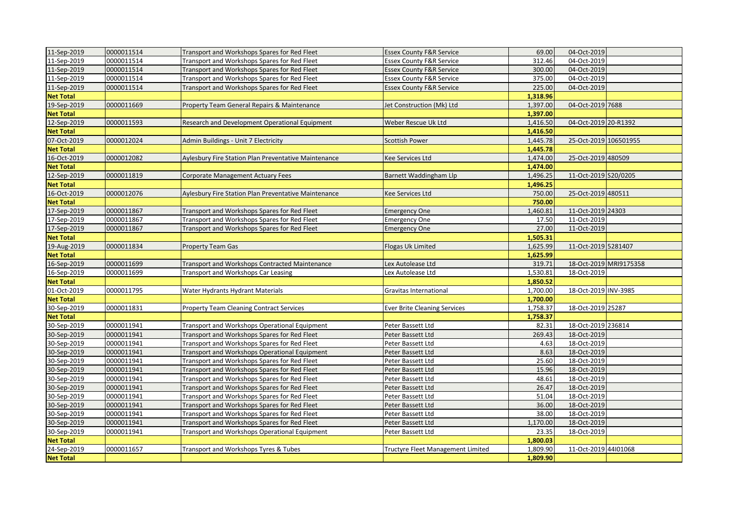| | | | | | | |
|---|---|---|---|---|---|---|
| 11-Sep-2019 | 0000011514 | Transport and Workshops Spares for Red Fleet | Essex County F&R Service | 69.00 | 04-Oct-2019 | |
| 11-Sep-2019 | 0000011514 | Transport and Workshops Spares for Red Fleet | Essex County F&R Service | 312.46 | 04-Oct-2019 | |
| 11-Sep-2019 | 0000011514 | Transport and Workshops Spares for Red Fleet | Essex County F&R Service | 300.00 | 04-Oct-2019 | |
| 11-Sep-2019 | 0000011514 | Transport and Workshops Spares for Red Fleet | Essex County F&R Service | 375.00 | 04-Oct-2019 | |
| 11-Sep-2019 | 0000011514 | Transport and Workshops Spares for Red Fleet | Essex County F&R Service | 225.00 | 04-Oct-2019 | |
| **Net Total** | | | | **1,318.96** | | |
| 19-Sep-2019 | 0000011669 | Property Team General Repairs & Maintenance | Jet Construction (Mk) Ltd | 1,397.00 | 04-Oct-2019 | 7688 |
| **Net Total** | | | | **1,397.00** | | |
| 12-Sep-2019 | 0000011593 | Research and Development Operational Equipment | Weber Rescue Uk Ltd | 1,416.50 | 04-Oct-2019 | 20-R1392 |
| **Net Total** | | | | **1,416.50** | | |
| 07-Oct-2019 | 0000012024 | Admin Buildings - Unit 7 Electricity | Scottish Power | 1,445.78 | 25-Oct-2019 | 106501955 |
| **Net Total** | | | | **1,445.78** | | |
| 16-Oct-2019 | 0000012082 | Aylesbury Fire Station Plan Preventative Maintenance | Kee Services Ltd | 1,474.00 | 25-Oct-2019 | 480509 |
| **Net Total** | | | | **1,474.00** | | |
| 12-Sep-2019 | 0000011819 | Corporate Management Actuary Fees | Barnett Waddingham Llp | 1,496.25 | 11-Oct-2019 | S20/0205 |
| **Net Total** | | | | **1,496.25** | | |
| 16-Oct-2019 | 0000012076 | Aylesbury Fire Station Plan Preventative Maintenance | Kee Services Ltd | 750.00 | 25-Oct-2019 | 480511 |
| **Net Total** | | | | **750.00** | | |
| 17-Sep-2019 | 0000011867 | Transport and Workshops Spares for Red Fleet | Emergency One | 1,460.81 | 11-Oct-2019 | 24303 |
| 17-Sep-2019 | 0000011867 | Transport and Workshops Spares for Red Fleet | Emergency One | 17.50 | 11-Oct-2019 | |
| 17-Sep-2019 | 0000011867 | Transport and Workshops Spares for Red Fleet | Emergency One | 27.00 | 11-Oct-2019 | |
| **Net Total** | | | | **1,505.31** | | |
| 19-Aug-2019 | 0000011834 | Property Team Gas | Flogas Uk Limited | 1,625.99 | 11-Oct-2019 | 5281407 |
| **Net Total** | | | | **1,625.99** | | |
| 16-Sep-2019 | 0000011699 | Transport and Workshops Contracted Maintenance | Lex Autolease Ltd | 319.71 | 18-Oct-2019 | MRI9175358 |
| 16-Sep-2019 | 0000011699 | Transport and Workshops Car Leasing | Lex Autolease Ltd | 1,530.81 | 18-Oct-2019 | |
| **Net Total** | | | | **1,850.52** | | |
| 01-Oct-2019 | 0000011795 | Water Hydrants Hydrant Materials | Gravitas International | 1,700.00 | 18-Oct-2019 | INV-3985 |
| **Net Total** | | | | **1,700.00** | | |
| 30-Sep-2019 | 0000011831 | Property Team Cleaning Contract Services | Ever Brite Cleaning Services | 1,758.37 | 18-Oct-2019 | 25287 |
| **Net Total** | | | | **1,758.37** | | |
| 30-Sep-2019 | 0000011941 | Transport and Workshops Operational Equipment | Peter Bassett Ltd | 82.31 | 18-Oct-2019 | 236814 |
| 30-Sep-2019 | 0000011941 | Transport and Workshops Spares for Red Fleet | Peter Bassett Ltd | 269.43 | 18-Oct-2019 | |
| 30-Sep-2019 | 0000011941 | Transport and Workshops Spares for Red Fleet | Peter Bassett Ltd | 4.63 | 18-Oct-2019 | |
| 30-Sep-2019 | 0000011941 | Transport and Workshops Operational Equipment | Peter Bassett Ltd | 8.63 | 18-Oct-2019 | |
| 30-Sep-2019 | 0000011941 | Transport and Workshops Spares for Red Fleet | Peter Bassett Ltd | 25.60 | 18-Oct-2019 | |
| 30-Sep-2019 | 0000011941 | Transport and Workshops Spares for Red Fleet | Peter Bassett Ltd | 15.96 | 18-Oct-2019 | |
| 30-Sep-2019 | 0000011941 | Transport and Workshops Spares for Red Fleet | Peter Bassett Ltd | 48.61 | 18-Oct-2019 | |
| 30-Sep-2019 | 0000011941 | Transport and Workshops Spares for Red Fleet | Peter Bassett Ltd | 26.47 | 18-Oct-2019 | |
| 30-Sep-2019 | 0000011941 | Transport and Workshops Spares for Red Fleet | Peter Bassett Ltd | 51.04 | 18-Oct-2019 | |
| 30-Sep-2019 | 0000011941 | Transport and Workshops Spares for Red Fleet | Peter Bassett Ltd | 36.00 | 18-Oct-2019 | |
| 30-Sep-2019 | 0000011941 | Transport and Workshops Spares for Red Fleet | Peter Bassett Ltd | 38.00 | 18-Oct-2019 | |
| 30-Sep-2019 | 0000011941 | Transport and Workshops Spares for Red Fleet | Peter Bassett Ltd | 1,170.00 | 18-Oct-2019 | |
| 30-Sep-2019 | 0000011941 | Transport and Workshops Operational Equipment | Peter Bassett Ltd | 23.35 | 18-Oct-2019 | |
| **Net Total** | | | | **1,800.03** | | |
| 24-Sep-2019 | 0000011657 | Transport and Workshops Tyres & Tubes | Tructyre Fleet Management Limited | 1,809.90 | 11-Oct-2019 | 44I01068 |
| **Net Total** | | | | **1,809.90** | | |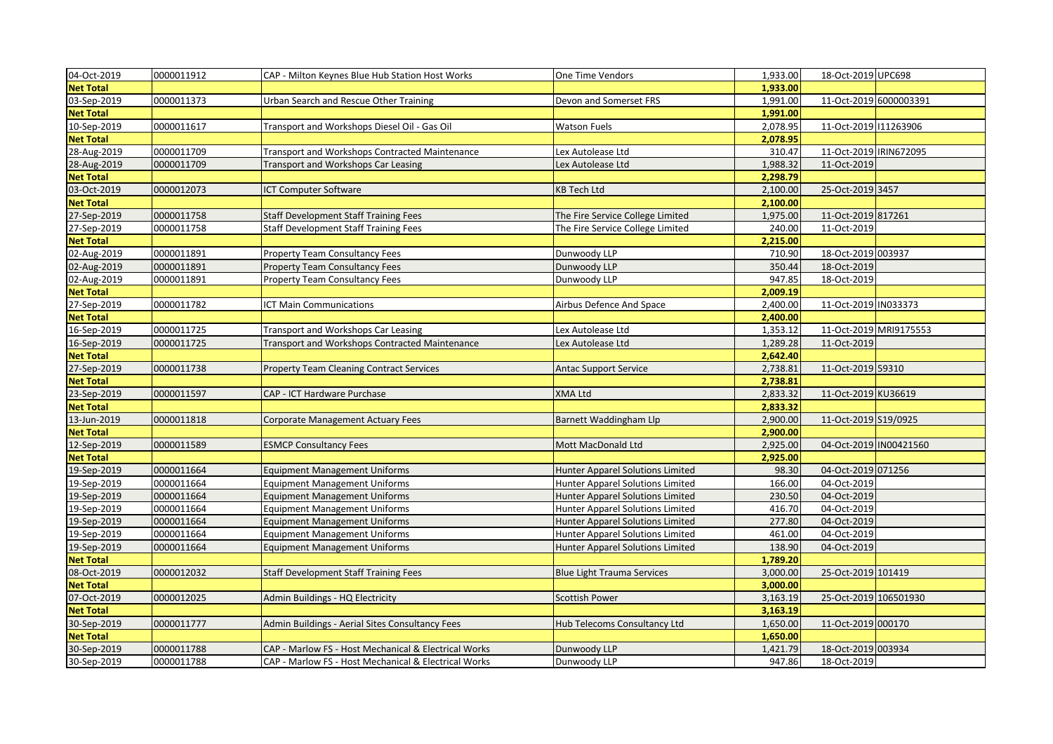| | | | | | | |
|---|---|---|---|---|---|---|
| 04-Oct-2019 | 0000011912 | CAP - Milton Keynes Blue Hub Station Host Works | One Time Vendors | 1,933.00 | 18-Oct-2019 | UPC698 |
| **Net Total** | | | | **1,933.00** | | |
| 03-Sep-2019 | 0000011373 | Urban Search and Rescue Other Training | Devon and Somerset FRS | 1,991.00 | 11-Oct-2019 | 6000003391 |
| **Net Total** | | | | **1,991.00** | | |
| 10-Sep-2019 | 0000011617 | Transport and Workshops Diesel Oil - Gas Oil | Watson Fuels | 2,078.95 | 11-Oct-2019 | I11263906 |
| **Net Total** | | | | **2,078.95** | | |
| 28-Aug-2019 | 0000011709 | Transport and Workshops Contracted Maintenance | Lex Autolease Ltd | 310.47 | 11-Oct-2019 | IRIN672095 |
| 28-Aug-2019 | 0000011709 | Transport and Workshops Car Leasing | Lex Autolease Ltd | 1,988.32 | 11-Oct-2019 | |
| **Net Total** | | | | **2,298.79** | | |
| 03-Oct-2019 | 0000012073 | ICT Computer Software | KB Tech Ltd | 2,100.00 | 25-Oct-2019 | 3457 |
| **Net Total** | | | | **2,100.00** | | |
| 27-Sep-2019 | 0000011758 | Staff Development Staff Training Fees | The Fire Service College Limited | 1,975.00 | 11-Oct-2019 | 817261 |
| 27-Sep-2019 | 0000011758 | Staff Development Staff Training Fees | The Fire Service College Limited | 240.00 | 11-Oct-2019 | |
| **Net Total** | | | | **2,215.00** | | |
| 02-Aug-2019 | 0000011891 | Property Team Consultancy Fees | Dunwoody LLP | 710.90 | 18-Oct-2019 | 003937 |
| 02-Aug-2019 | 0000011891 | Property Team Consultancy Fees | Dunwoody LLP | 350.44 | 18-Oct-2019 | |
| 02-Aug-2019 | 0000011891 | Property Team Consultancy Fees | Dunwoody LLP | 947.85 | 18-Oct-2019 | |
| **Net Total** | | | | **2,009.19** | | |
| 27-Sep-2019 | 0000011782 | ICT Main Communications | Airbus Defence And Space | 2,400.00 | 11-Oct-2019 | IN033373 |
| **Net Total** | | | | **2,400.00** | | |
| 16-Sep-2019 | 0000011725 | Transport and Workshops Car Leasing | Lex Autolease Ltd | 1,353.12 | 11-Oct-2019 | MRI9175553 |
| 16-Sep-2019 | 0000011725 | Transport and Workshops Contracted Maintenance | Lex Autolease Ltd | 1,289.28 | 11-Oct-2019 | |
| **Net Total** | | | | **2,642.40** | | |
| 27-Sep-2019 | 0000011738 | Property Team Cleaning Contract Services | Antac Support Service | 2,738.81 | 11-Oct-2019 | 59310 |
| **Net Total** | | | | **2,738.81** | | |
| 23-Sep-2019 | 0000011597 | CAP - ICT Hardware Purchase | XMA Ltd | 2,833.32 | 11-Oct-2019 | KU36619 |
| **Net Total** | | | | **2,833.32** | | |
| 13-Jun-2019 | 0000011818 | Corporate Management Actuary Fees | Barnett Waddingham Llp | 2,900.00 | 11-Oct-2019 | S19/0925 |
| **Net Total** | | | | **2,900.00** | | |
| 12-Sep-2019 | 0000011589 | ESMCP Consultancy Fees | Mott MacDonald Ltd | 2,925.00 | 04-Oct-2019 | IN00421560 |
| **Net Total** | | | | **2,925.00** | | |
| 19-Sep-2019 | 0000011664 | Equipment Management Uniforms | Hunter Apparel Solutions Limited | 98.30 | 04-Oct-2019 | 071256 |
| 19-Sep-2019 | 0000011664 | Equipment Management Uniforms | Hunter Apparel Solutions Limited | 166.00 | 04-Oct-2019 | |
| 19-Sep-2019 | 0000011664 | Equipment Management Uniforms | Hunter Apparel Solutions Limited | 230.50 | 04-Oct-2019 | |
| 19-Sep-2019 | 0000011664 | Equipment Management Uniforms | Hunter Apparel Solutions Limited | 416.70 | 04-Oct-2019 | |
| 19-Sep-2019 | 0000011664 | Equipment Management Uniforms | Hunter Apparel Solutions Limited | 277.80 | 04-Oct-2019 | |
| 19-Sep-2019 | 0000011664 | Equipment Management Uniforms | Hunter Apparel Solutions Limited | 461.00 | 04-Oct-2019 | |
| 19-Sep-2019 | 0000011664 | Equipment Management Uniforms | Hunter Apparel Solutions Limited | 138.90 | 04-Oct-2019 | |
| **Net Total** | | | | **1,789.20** | | |
| 08-Oct-2019 | 0000012032 | Staff Development Staff Training Fees | Blue Light Trauma Services | 3,000.00 | 25-Oct-2019 | 101419 |
| **Net Total** | | | | **3,000.00** | | |
| 07-Oct-2019 | 0000012025 | Admin Buildings - HQ Electricity | Scottish Power | 3,163.19 | 25-Oct-2019 | 106501930 |
| **Net Total** | | | | **3,163.19** | | |
| 30-Sep-2019 | 0000011777 | Admin Buildings - Aerial Sites Consultancy Fees | Hub Telecoms Consultancy Ltd | 1,650.00 | 11-Oct-2019 | 000170 |
| **Net Total** | | | | **1,650.00** | | |
| 30-Sep-2019 | 0000011788 | CAP - Marlow FS - Host Mechanical & Electrical Works | Dunwoody LLP | 1,421.79 | 18-Oct-2019 | 003934 |
| 30-Sep-2019 | 0000011788 | CAP - Marlow FS - Host Mechanical & Electrical Works | Dunwoody LLP | 947.86 | 18-Oct-2019 | |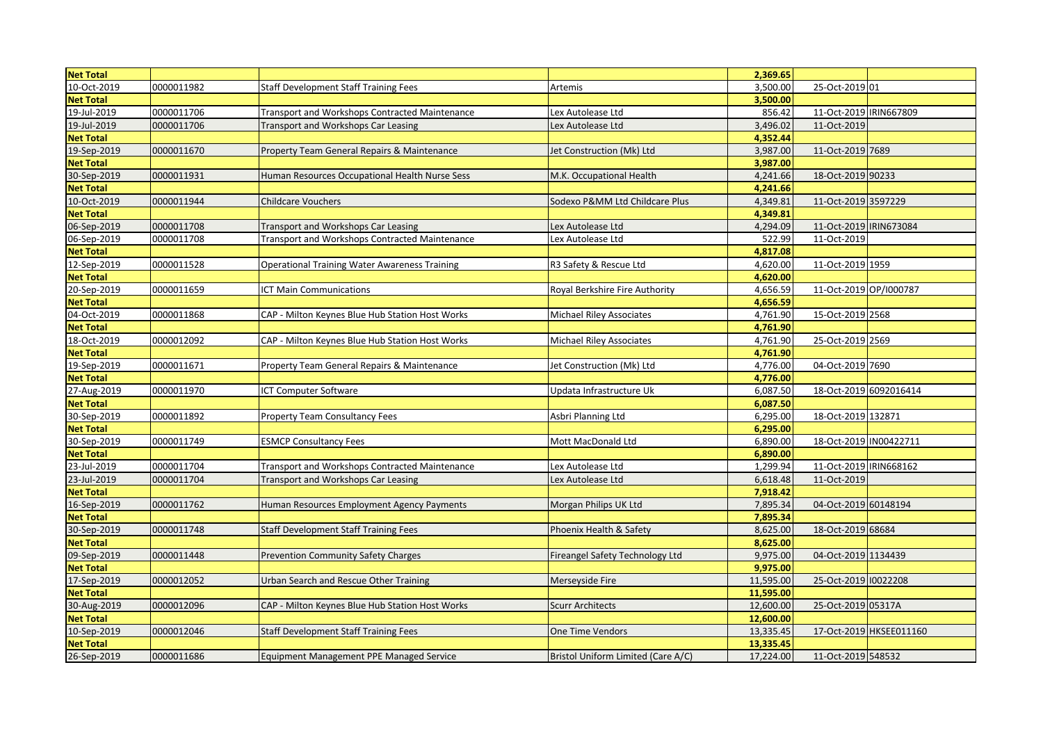| Net Total | | | | 2,369.65 | | |
|---|---|---|---|---|---|---|
| 10-Oct-2019 | 0000011982 | Staff Development Staff Training Fees | Artemis | 3,500.00 | 25-Oct-2019 | 01 |
| Net Total | | | | 3,500.00 | | |
| 19-Jul-2019 | 0000011706 | Transport and Workshops Contracted Maintenance | Lex Autolease Ltd | 856.42 | 11-Oct-2019 | IRIN667809 |
| 19-Jul-2019 | 0000011706 | Transport and Workshops Car Leasing | Lex Autolease Ltd | 3,496.02 | 11-Oct-2019 | |
| Net Total | | | | 4,352.44 | | |
| 19-Sep-2019 | 0000011670 | Property Team General Repairs & Maintenance | Jet Construction (Mk) Ltd | 3,987.00 | 11-Oct-2019 | 7689 |
| Net Total | | | | 3,987.00 | | |
| 30-Sep-2019 | 0000011931 | Human Resources Occupational Health Nurse Sess | M.K. Occupational Health | 4,241.66 | 18-Oct-2019 | 90233 |
| Net Total | | | | 4,241.66 | | |
| 10-Oct-2019 | 0000011944 | Childcare Vouchers | Sodexo P&MM Ltd Childcare Plus | 4,349.81 | 11-Oct-2019 | 3597229 |
| Net Total | | | | 4,349.81 | | |
| 06-Sep-2019 | 0000011708 | Transport and Workshops Car Leasing | Lex Autolease Ltd | 4,294.09 | 11-Oct-2019 | IRIN673084 |
| 06-Sep-2019 | 0000011708 | Transport and Workshops Contracted Maintenance | Lex Autolease Ltd | 522.99 | 11-Oct-2019 | |
| Net Total | | | | 4,817.08 | | |
| 12-Sep-2019 | 0000011528 | Operational Training Water Awareness Training | R3 Safety & Rescue Ltd | 4,620.00 | 11-Oct-2019 | 1959 |
| Net Total | | | | 4,620.00 | | |
| 20-Sep-2019 | 0000011659 | ICT Main Communications | Royal Berkshire Fire Authority | 4,656.59 | 11-Oct-2019 | OP/I000787 |
| Net Total | | | | 4,656.59 | | |
| 04-Oct-2019 | 0000011868 | CAP - Milton Keynes Blue Hub Station Host Works | Michael Riley Associates | 4,761.90 | 15-Oct-2019 | 2568 |
| Net Total | | | | 4,761.90 | | |
| 18-Oct-2019 | 0000012092 | CAP - Milton Keynes Blue Hub Station Host Works | Michael Riley Associates | 4,761.90 | 25-Oct-2019 | 2569 |
| Net Total | | | | 4,761.90 | | |
| 19-Sep-2019 | 0000011671 | Property Team General Repairs & Maintenance | Jet Construction (Mk) Ltd | 4,776.00 | 04-Oct-2019 | 7690 |
| Net Total | | | | 4,776.00 | | |
| 27-Aug-2019 | 0000011970 | ICT Computer Software | Updata Infrastructure Uk | 6,087.50 | 18-Oct-2019 | 6092016414 |
| Net Total | | | | 6,087.50 | | |
| 30-Sep-2019 | 0000011892 | Property Team Consultancy Fees | Asbri Planning Ltd | 6,295.00 | 18-Oct-2019 | 132871 |
| Net Total | | | | 6,295.00 | | |
| 30-Sep-2019 | 0000011749 | ESMCP Consultancy Fees | Mott MacDonald Ltd | 6,890.00 | 18-Oct-2019 | IN00422711 |
| Net Total | | | | 6,890.00 | | |
| 23-Jul-2019 | 0000011704 | Transport and Workshops Contracted Maintenance | Lex Autolease Ltd | 1,299.94 | 11-Oct-2019 | IRIN668162 |
| 23-Jul-2019 | 0000011704 | Transport and Workshops Car Leasing | Lex Autolease Ltd | 6,618.48 | 11-Oct-2019 | |
| Net Total | | | | 7,918.42 | | |
| 16-Sep-2019 | 0000011762 | Human Resources Employment Agency Payments | Morgan Philips UK Ltd | 7,895.34 | 04-Oct-2019 | 60148194 |
| Net Total | | | | 7,895.34 | | |
| 30-Sep-2019 | 0000011748 | Staff Development Staff Training Fees | Phoenix Health & Safety | 8,625.00 | 18-Oct-2019 | 68684 |
| Net Total | | | | 8,625.00 | | |
| 09-Sep-2019 | 0000011448 | Prevention Community Safety Charges | Fireangel Safety Technology Ltd | 9,975.00 | 04-Oct-2019 | 1134439 |
| Net Total | | | | 9,975.00 | | |
| 17-Sep-2019 | 0000012052 | Urban Search and Rescue Other Training | Merseyside Fire | 11,595.00 | 25-Oct-2019 | I0022208 |
| Net Total | | | | 11,595.00 | | |
| 30-Aug-2019 | 0000012096 | CAP - Milton Keynes Blue Hub Station Host Works | Scurr Architects | 12,600.00 | 25-Oct-2019 | 05317A |
| Net Total | | | | 12,600.00 | | |
| 10-Sep-2019 | 0000012046 | Staff Development Staff Training Fees | One Time Vendors | 13,335.45 | 17-Oct-2019 | HKSEE011160 |
| Net Total | | | | 13,335.45 | | |
| 26-Sep-2019 | 0000011686 | Equipment Management PPE Managed Service | Bristol Uniform Limited (Care A/C) | 17,224.00 | 11-Oct-2019 | 548532 |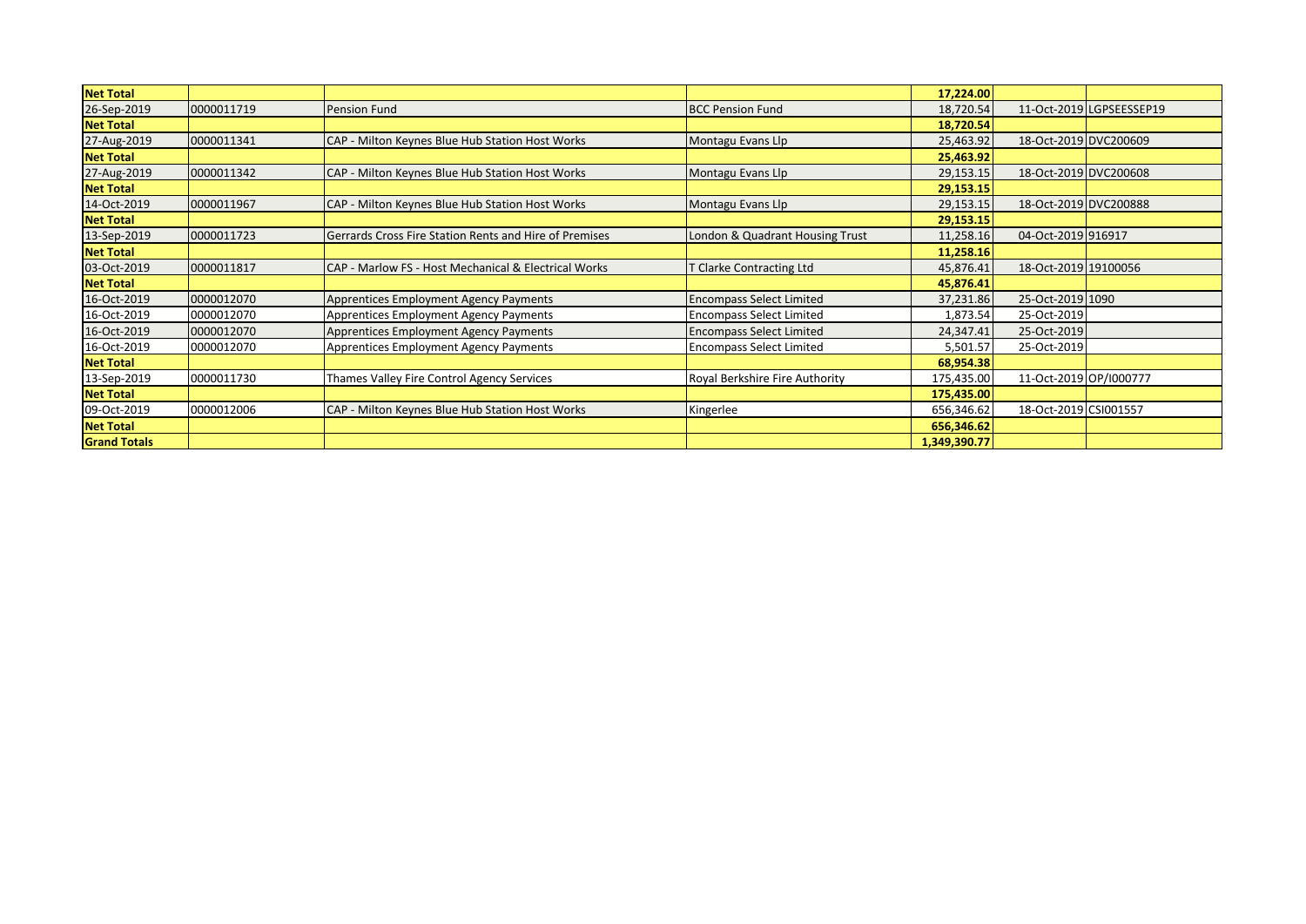| | | | | | | |
|---|---|---|---|---|---|---|
| **Net Total** | | | | **17,224.00** | | |
| 26-Sep-2019 | 0000011719 | Pension Fund | BCC Pension Fund | 18,720.54 | 11-Oct-2019 | LGPSEESSEP19 |
| **Net Total** | | | | **18,720.54** | | |
| 27-Aug-2019 | 0000011341 | CAP - Milton Keynes Blue Hub Station Host Works | Montagu Evans Llp | 25,463.92 | 18-Oct-2019 | DVC200609 |
| **Net Total** | | | | **25,463.92** | | |
| 27-Aug-2019 | 0000011342 | CAP - Milton Keynes Blue Hub Station Host Works | Montagu Evans Llp | 29,153.15 | 18-Oct-2019 | DVC200608 |
| **Net Total** | | | | **29,153.15** | | |
| 14-Oct-2019 | 0000011967 | CAP - Milton Keynes Blue Hub Station Host Works | Montagu Evans Llp | 29,153.15 | 18-Oct-2019 | DVC200888 |
| **Net Total** | | | | **29,153.15** | | |
| 13-Sep-2019 | 0000011723 | Gerrards Cross Fire Station Rents and Hire of Premises | London & Quadrant Housing Trust | 11,258.16 | 04-Oct-2019 | 916917 |
| **Net Total** | | | | **11,258.16** | | |
| 03-Oct-2019 | 0000011817 | CAP - Marlow FS - Host Mechanical & Electrical Works | T Clarke Contracting Ltd | 45,876.41 | 18-Oct-2019 | 19100056 |
| **Net Total** | | | | **45,876.41** | | |
| 16-Oct-2019 | 0000012070 | Apprentices Employment Agency Payments | Encompass Select Limited | 37,231.86 | 25-Oct-2019 | 1090 |
| 16-Oct-2019 | 0000012070 | Apprentices Employment Agency Payments | Encompass Select Limited | 1,873.54 | 25-Oct-2019 | |
| 16-Oct-2019 | 0000012070 | Apprentices Employment Agency Payments | Encompass Select Limited | 24,347.41 | 25-Oct-2019 | |
| 16-Oct-2019 | 0000012070 | Apprentices Employment Agency Payments | Encompass Select Limited | 5,501.57 | 25-Oct-2019 | |
| **Net Total** | | | | **68,954.38** | | |
| 13-Sep-2019 | 0000011730 | Thames Valley Fire Control Agency Services | Royal Berkshire Fire Authority | 175,435.00 | 11-Oct-2019 | OP/I000777 |
| **Net Total** | | | | **175,435.00** | | |
| 09-Oct-2019 | 0000012006 | CAP - Milton Keynes Blue Hub Station Host Works | Kingerlee | 656,346.62 | 18-Oct-2019 | CSI001557 |
| **Net Total** | | | | **656,346.62** | | |
| **Grand Totals** | | | | **1,349,390.77** | | |